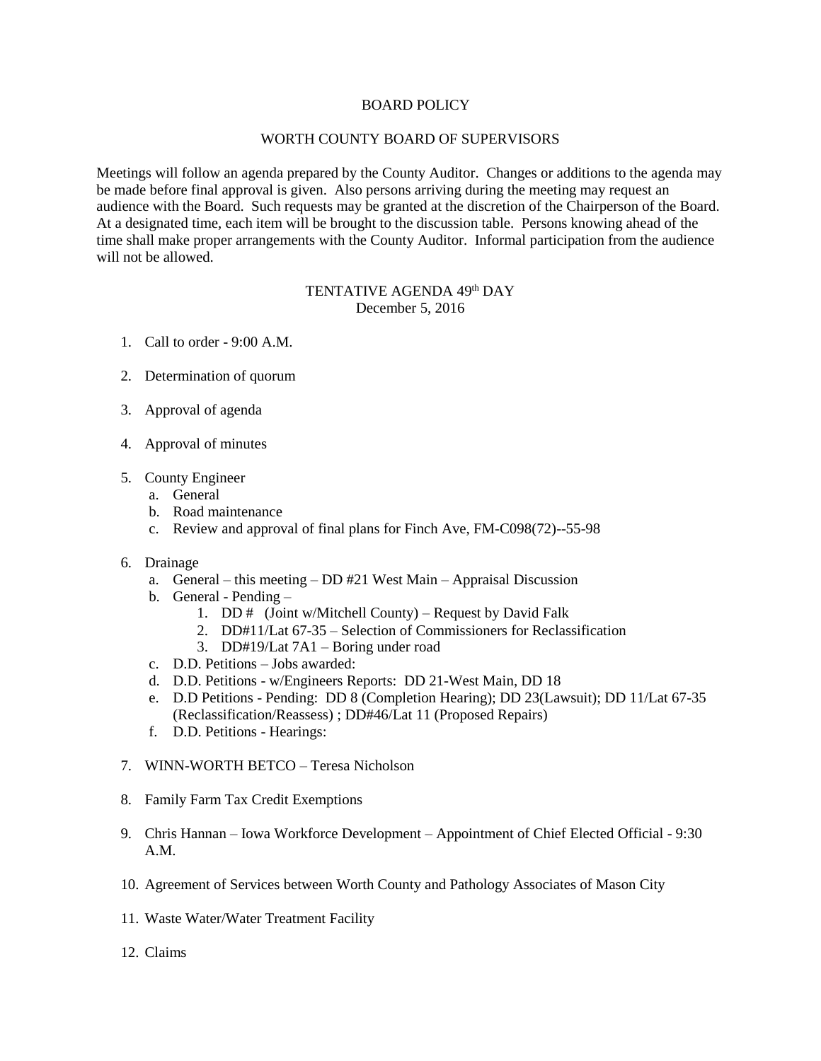# BOARD POLICY

## WORTH COUNTY BOARD OF SUPERVISORS

Meetings will follow an agenda prepared by the County Auditor. Changes or additions to the agenda may be made before final approval is given. Also persons arriving during the meeting may request an audience with the Board. Such requests may be granted at the discretion of the Chairperson of the Board. At a designated time, each item will be brought to the discussion table. Persons knowing ahead of the time shall make proper arrangements with the County Auditor. Informal participation from the audience will not be allowed.

## TENTATIVE AGENDA 49th DAY
December 5, 2016

1. Call to order - 9:00 A.M.
2. Determination of quorum
3. Approval of agenda
4. Approval of minutes
5. County Engineer
   a. General
   b. Road maintenance
   c. Review and approval of final plans for Finch Ave, FM-C098(72)--55-98
6. Drainage
   a. General – this meeting – DD #21 West Main – Appraisal Discussion
   b. General - Pending –
      1. DD # (Joint w/Mitchell County) – Request by David Falk
      2. DD#11/Lat 67-35 – Selection of Commissioners for Reclassification
      3. DD#19/Lat 7A1 – Boring under road
   c. D.D. Petitions – Jobs awarded:
   d. D.D. Petitions - w/Engineers Reports: DD 21-West Main, DD 18
   e. D.D Petitions - Pending: DD 8 (Completion Hearing); DD 23(Lawsuit); DD 11/Lat 67-35 (Reclassification/Reassess) ; DD#46/Lat 11 (Proposed Repairs)
   f. D.D. Petitions - Hearings:
7. WINN-WORTH BETCO – Teresa Nicholson
8. Family Farm Tax Credit Exemptions
9. Chris Hannan – Iowa Workforce Development – Appointment of Chief Elected Official - 9:30 A.M.
10. Agreement of Services between Worth County and Pathology Associates of Mason City
11. Waste Water/Water Treatment Facility
12. Claims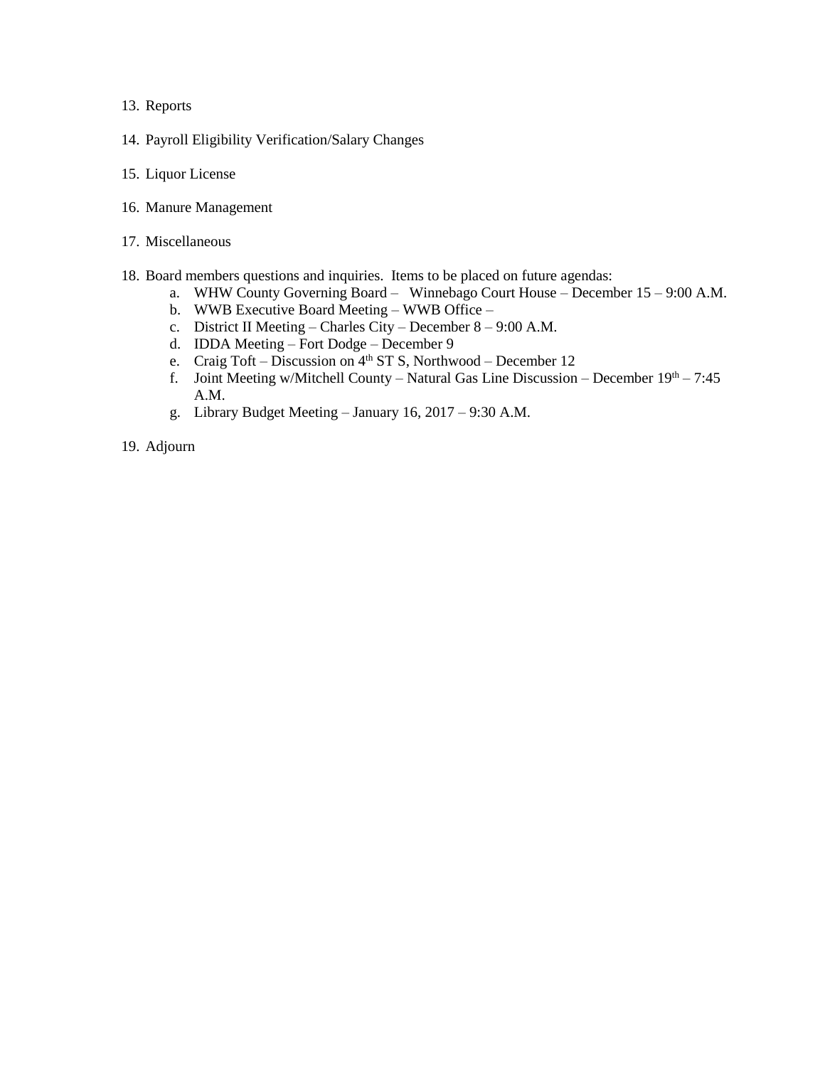13. Reports

14. Payroll Eligibility Verification/Salary Changes

15. Liquor License

16. Manure Management

17. Miscellaneous

18. Board members questions and inquiries. Items to be placed on future agendas:
    a. WHW County Governing Board – Winnebago Court House – December 15 – 9:00 A.M.
    b. WWB Executive Board Meeting – WWB Office –
    c. District II Meeting – Charles City – December 8 – 9:00 A.M.
    d. IDDA Meeting – Fort Dodge – December 9
    e. Craig Toft – Discussion on 4th ST S, Northwood – December 12
    f. Joint Meeting w/Mitchell County – Natural Gas Line Discussion – December 19th – 7:45 A.M.
    g. Library Budget Meeting – January 16, 2017 – 9:30 A.M.

19. Adjourn